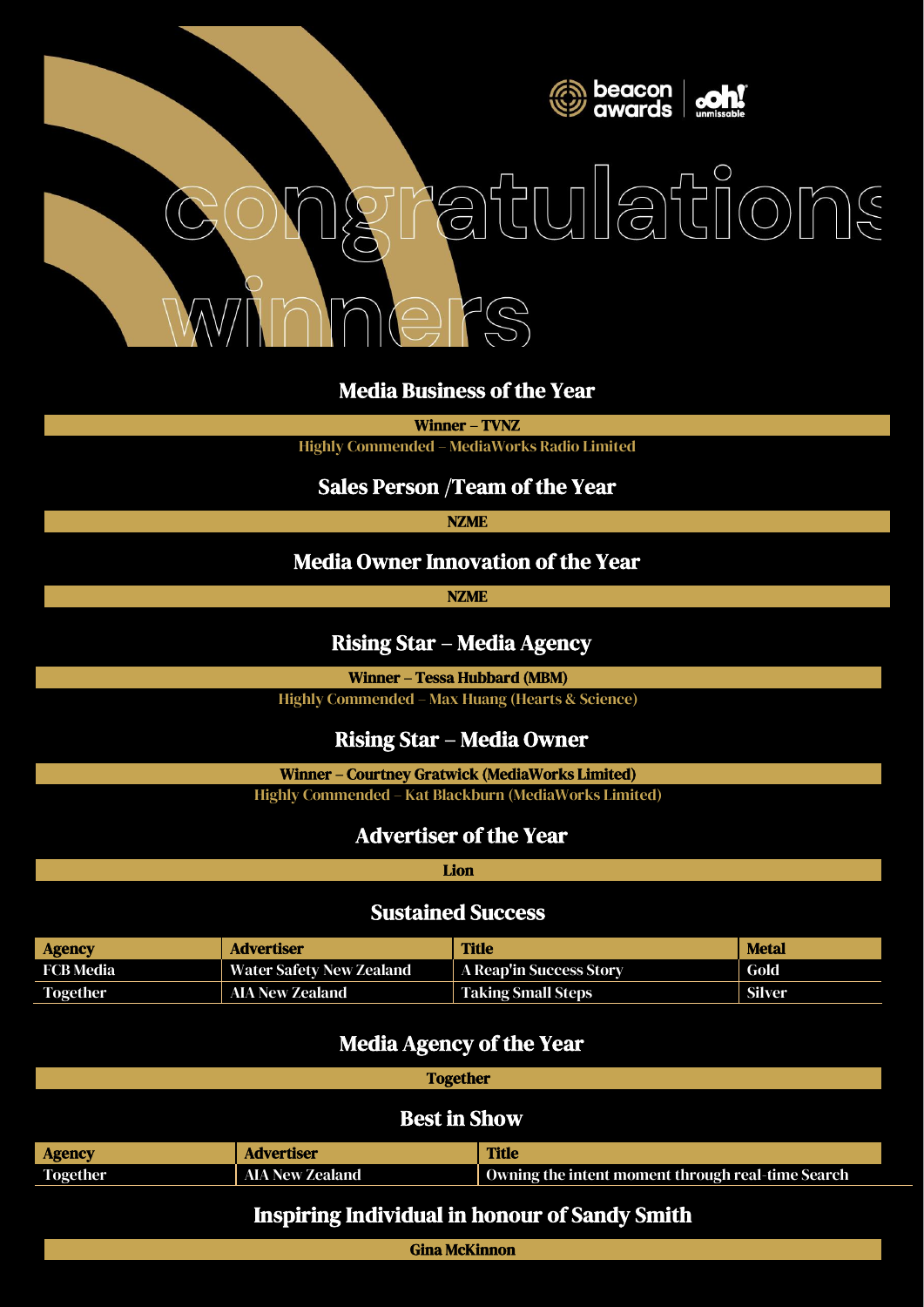beacon awards | oh! unmissable

# congratulations winners

## Media Business of the Year

**Winner – TVNZ**

Highly Commended – MediaWorks Radio Limited

## Sales Person /Team of the Year

**NZME**

## Media Owner Innovation of the Year

**NZME**

## Rising Star – Media Agency

**Winner – Tessa Hubbard (MBM)**

Highly Commended – Max Huang (Hearts & Science)

## Rising Star – Media Owner

**Winner – Courtney Gratwick (MediaWorks Limited)**

Highly Commended – Kat Blackburn (MediaWorks Limited)

## Advertiser of the Year

**Lion**

## Sustained Success

| Agency | Advertiser | Title | Metal |
|---|---|---|---|
| FCB Media | Water Safety New Zealand | A Reap'in Success Story | Gold |
| Together | AIA New Zealand | Taking Small Steps | Silver |

## Media Agency of the Year

**Together**

## Best in Show

| Agency | Advertiser | Title |
|---|---|---|
| Together | AIA New Zealand | Owning the intent moment through real-time Search |

## Inspiring Individual in honour of Sandy Smith

**Gina McKinnon**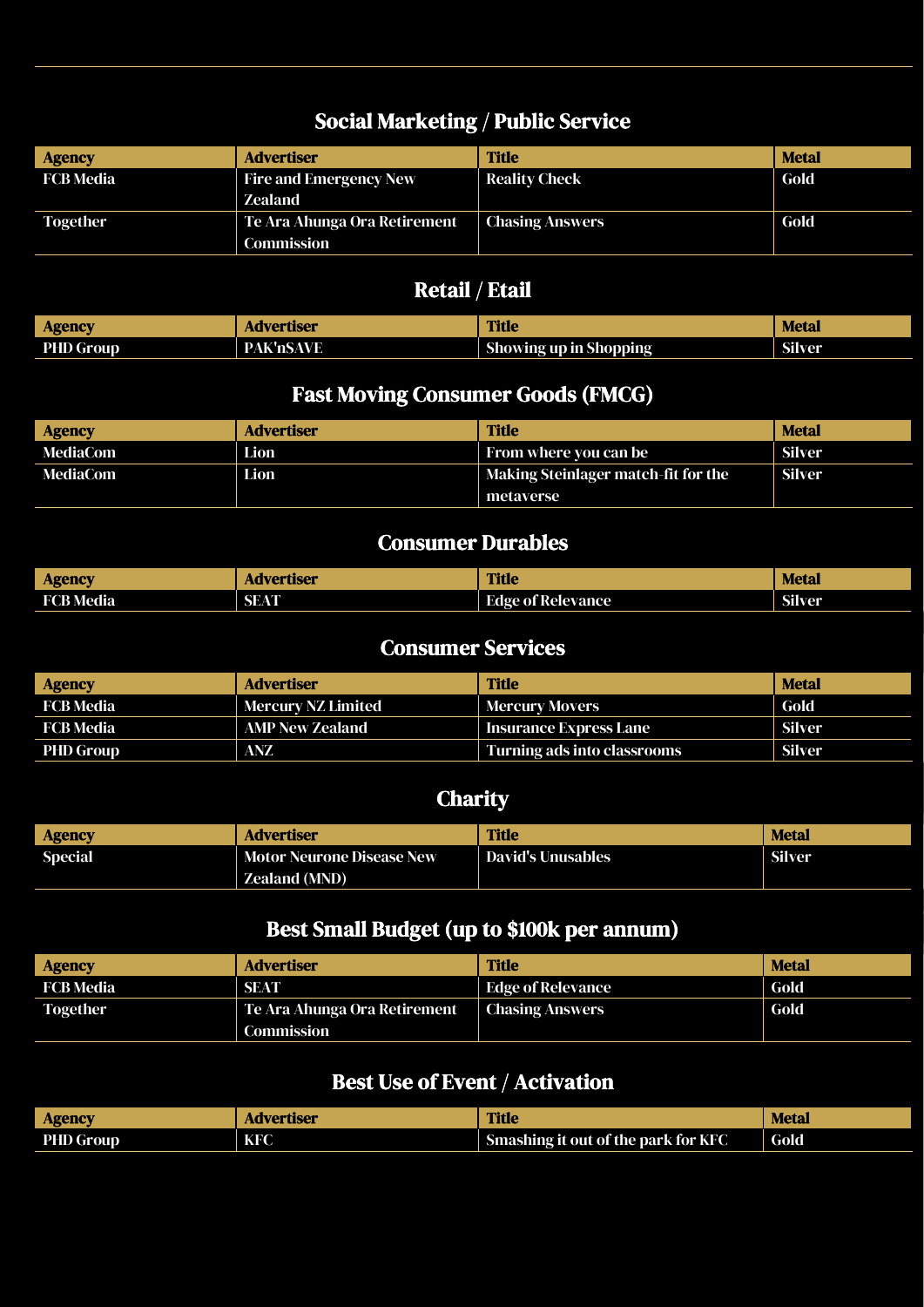## Social Marketing / Public Service

| Agency | Advertiser | Title | Metal |
|---|---|---|---|
| FCB Media | Fire and Emergency New Zealand | Reality Check | Gold |
| Together | Te Ara Ahunga Ora Retirement Commission | Chasing Answers | Gold |

## Retail / Etail

| Agency | Advertiser | Title | Metal |
|---|---|---|---|
| PHD Group | PAK'nSAVE | Showing up in Shopping | Silver |

## Fast Moving Consumer Goods (FMCG)

| Agency | Advertiser | Title | Metal |
|---|---|---|---|
| MediaCom | Lion | From where you can be | Silver |
| MediaCom | Lion | Making Steinlager match-fit for the metaverse | Silver |

## Consumer Durables

| Agency | Advertiser | Title | Metal |
|---|---|---|---|
| FCB Media | SEAT | Edge of Relevance | Silver |

## Consumer Services

| Agency | Advertiser | Title | Metal |
|---|---|---|---|
| FCB Media | Mercury NZ Limited | Mercury Movers | Gold |
| FCB Media | AMP New Zealand | Insurance Express Lane | Silver |
| PHD Group | ANZ | Turning ads into classrooms | Silver |

## Charity

| Agency | Advertiser | Title | Metal |
|---|---|---|---|
| Special | Motor Neurone Disease New Zealand (MND) | David's Unusables | Silver |

## Best Small Budget (up to $100k per annum)

| Agency | Advertiser | Title | Metal |
|---|---|---|---|
| FCB Media | SEAT | Edge of Relevance | Gold |
| Together | Te Ara Ahunga Ora Retirement Commission | Chasing Answers | Gold |

## Best Use of Event / Activation

| Agency | Advertiser | Title | Metal |
|---|---|---|---|
| PHD Group | KFC | Smashing it out of the park for KFC | Gold |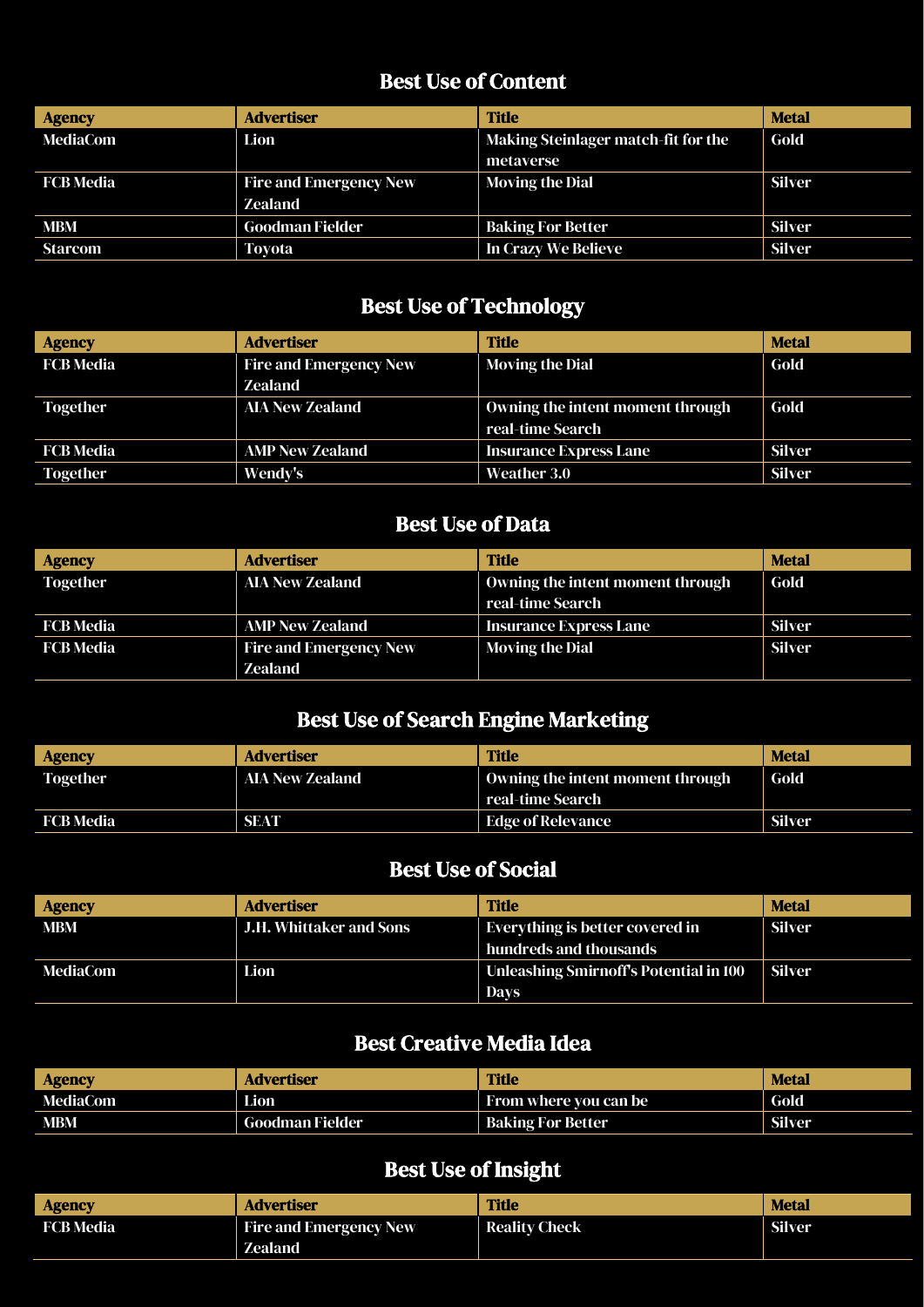## Best Use of Content

| Agency | Advertiser | Title | Metal |
|---|---|---|---|
| MediaCom | Lion | Making Steinlager match-fit for the metaverse | Gold |
| FCB Media | Fire and Emergency New Zealand | Moving the Dial | Silver |
| MBM | Goodman Fielder | Baking For Better | Silver |
| Starcom | Toyota | In Crazy We Believe | Silver |

## Best Use of Technology

| Agency | Advertiser | Title | Metal |
|---|---|---|---|
| FCB Media | Fire and Emergency New Zealand | Moving the Dial | Gold |
| Together | AIA New Zealand | Owning the intent moment through real-time Search | Gold |
| FCB Media | AMP New Zealand | Insurance Express Lane | Silver |
| Together | Wendy's | Weather 3.0 | Silver |

## Best Use of Data

| Agency | Advertiser | Title | Metal |
|---|---|---|---|
| Together | AIA New Zealand | Owning the intent moment through real-time Search | Gold |
| FCB Media | AMP New Zealand | Insurance Express Lane | Silver |
| FCB Media | Fire and Emergency New Zealand | Moving the Dial | Silver |

## Best Use of Search Engine Marketing

| Agency | Advertiser | Title | Metal |
|---|---|---|---|
| Together | AIA New Zealand | Owning the intent moment through real-time Search | Gold |
| FCB Media | SEAT | Edge of Relevance | Silver |

## Best Use of Social

| Agency | Advertiser | Title | Metal |
|---|---|---|---|
| MBM | J.H. Whittaker and Sons | Everything is better covered in hundreds and thousands | Silver |
| MediaCom | Lion | Unleashing Smirnoff's Potential in 100 Days | Silver |

## Best Creative Media Idea

| Agency | Advertiser | Title | Metal |
|---|---|---|---|
| MediaCom | Lion | From where you can be | Gold |
| MBM | Goodman Fielder | Baking For Better | Silver |

## Best Use of Insight

| Agency | Advertiser | Title | Metal |
|---|---|---|---|
| FCB Media | Fire and Emergency New Zealand | Reality Check | Silver |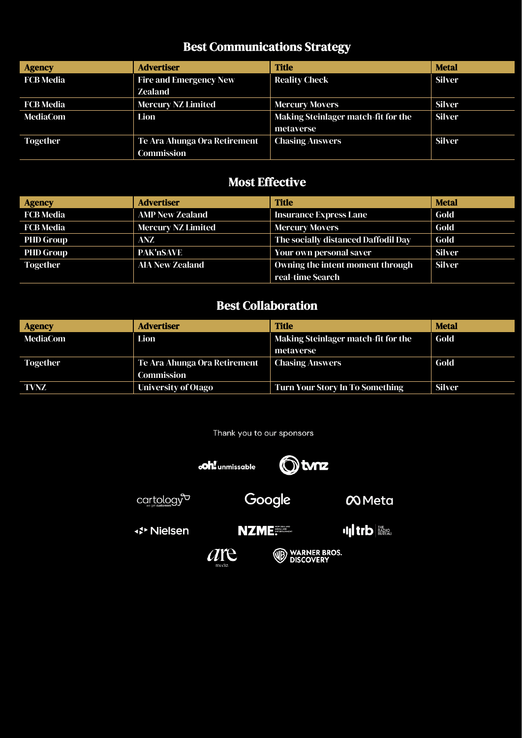## Best Communications Strategy

| Agency | Advertiser | Title | Metal |
|---|---|---|---|
| FCB Media | Fire and Emergency New Zealand | Reality Check | Silver |
| FCB Media | Mercury NZ Limited | Mercury Movers | Silver |
| MediaCom | Lion | Making Steinlager match-fit for the metaverse | Silver |
| Together | Te Ara Ahunga Ora Retirement Commission | Chasing Answers | Silver |

## Most Effective

| Agency | Advertiser | Title | Metal |
|---|---|---|---|
| FCB Media | AMP New Zealand | Insurance Express Lane | Gold |
| FCB Media | Mercury NZ Limited | Mercury Movers | Gold |
| PHD Group | ANZ | The socially distanced Daffodil Day | Gold |
| PHD Group | PAK'nSAVE | Your own personal saver | Silver |
| Together | AIA New Zealand | Owning the intent moment through real-time Search | Silver |

## Best Collaboration

| Agency | Advertiser | Title | Metal |
|---|---|---|---|
| MediaCom | Lion | Making Steinlager match-fit for the metaverse | Gold |
| Together | Te Ara Ahunga Ora Retirement Commission | Chasing Answers | Gold |
| TVNZ | University of Otago | Turn Your Story In To Something | Silver |

Thank you to our sponsors

oh! unmissable

tvnz

cartology

Google

Meta

Nielsen

NZME.

trb The Radio Bureau

are media

Warner Bros. Discovery